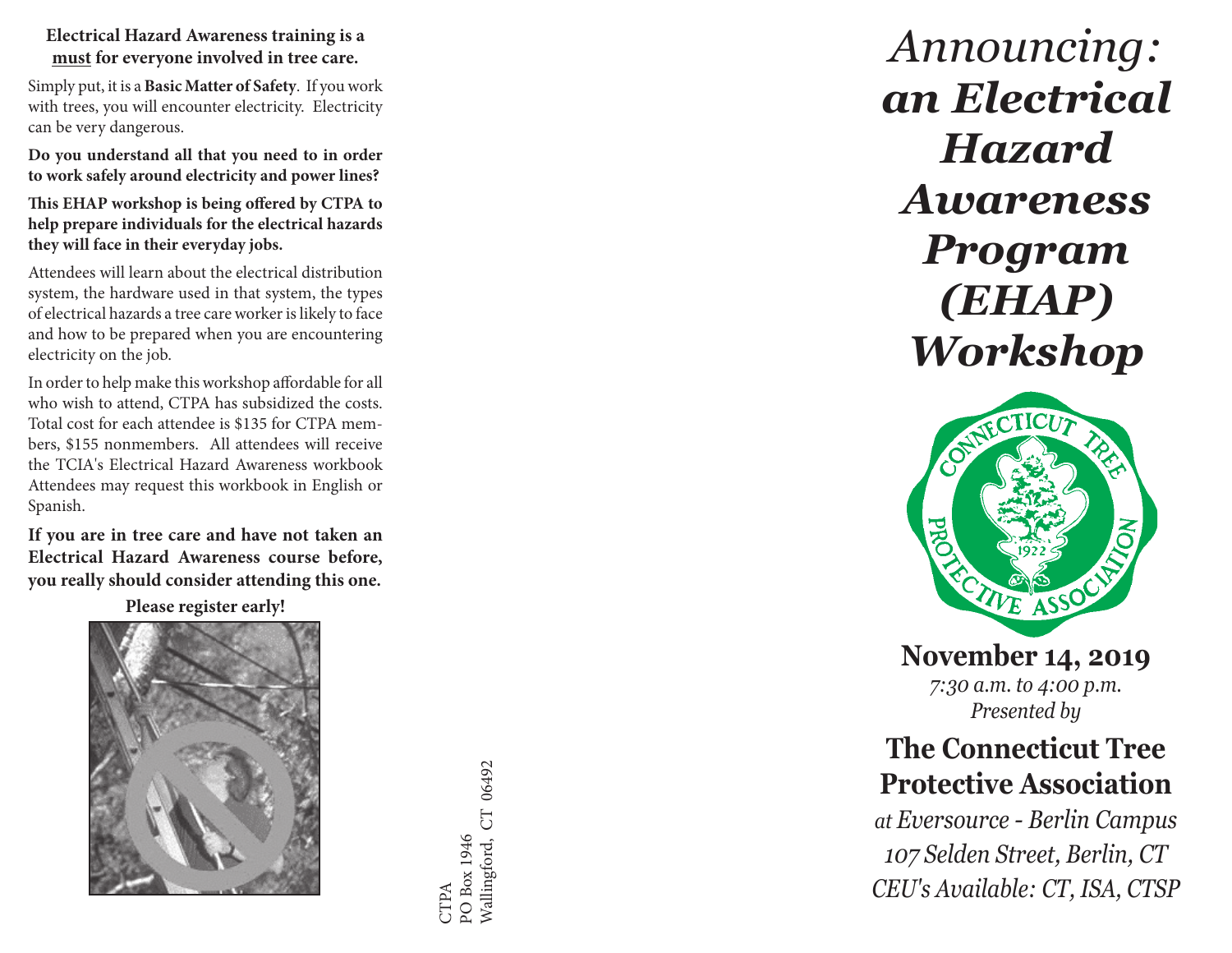**Electrical Hazard Awareness training is a must for everyone involved in tree care.**

Simply put, it is a **Basic Matter of Safety**. If you work with trees, you will encounter electricity. Electricity can be very dangerous.

**Do you understand all that you need to in order to work safely around electricity and power lines?**

**This EHAP workshop is being offered by CTPA to help prepare individuals for the electrical hazards they will face in their everyday jobs.**

Attendees will learn about the electrical distribution system, the hardware used in that system, the types of electrical hazards a tree care worker is likely to face and how to be prepared when you are encountering electricity on the job.

In order to help make this workshop affordable for all who wish to attend, CTPA has subsidized the costs. Total cost for each attendee is $135 for CTPA members, $155 nonmembers. All attendees will receive the TCIA's Electrical Hazard Awareness workbook Attendees may request this workbook in English or Spanish.

**If you are in tree care and have not taken an Electrical Hazard Awareness course before, you really should consider attending this one.**

**Please register early!**

CTPA
PO Box 1946
Wallingford, CT 06492

# *Announcing:* ***an Electrical Hazard Awareness Program (EHAP) Workshop***

CONNECTICUT TREE PROTECTIVE ASSOCIATION 1922

## November 14, 2019

*7:30 a.m. to 4:00 p.m.*

*Presented by*

## The Connecticut Tree Protective Association

*at Eversource - Berlin Campus*

*107 Selden Street, Berlin, CT*

*CEU's Available: CT, ISA, CTSP*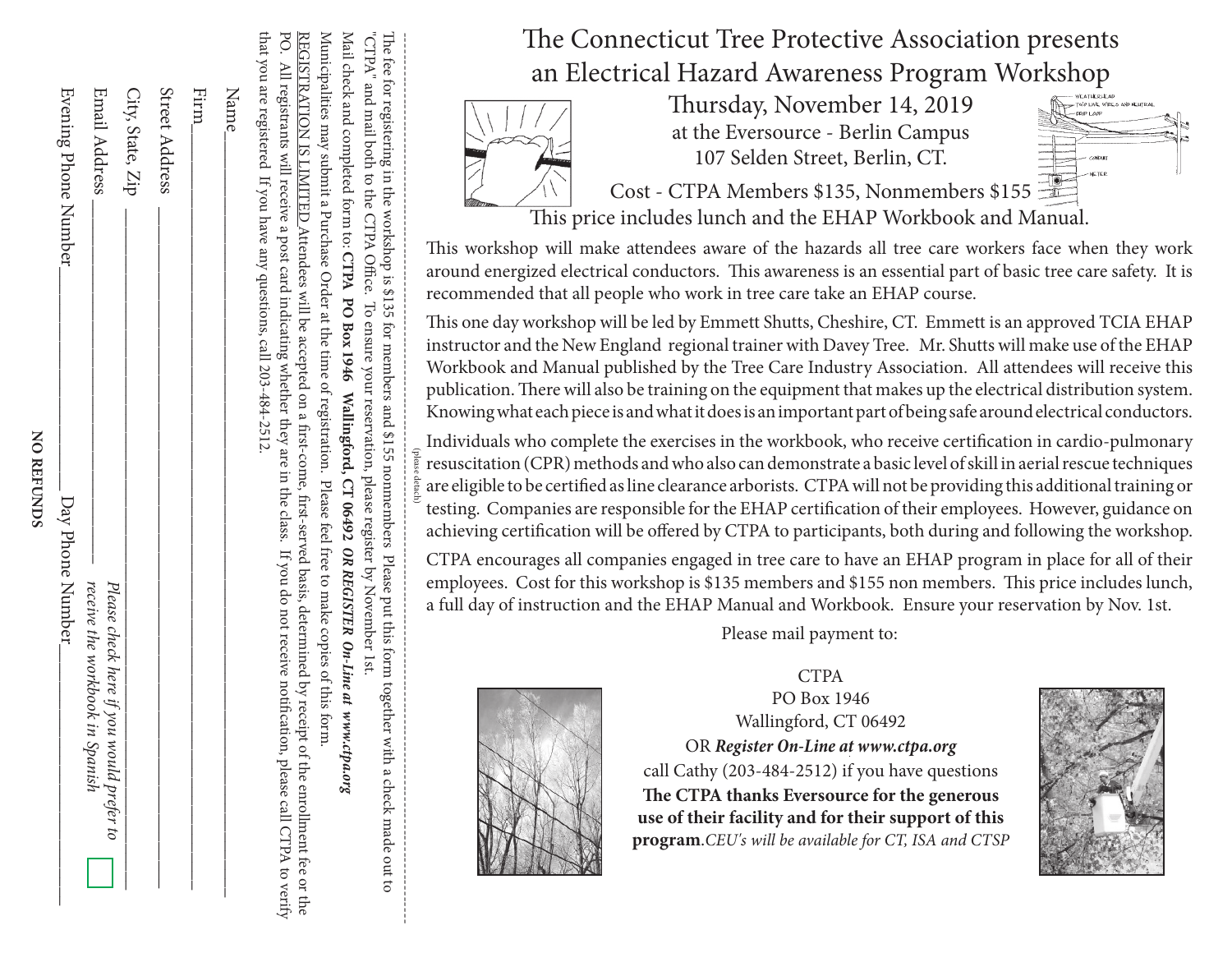# The Connecticut Tree Protective Association presents an Electrical Hazard Awareness Program Workshop

## Thursday, November 14, 2019

at the Eversource - Berlin Campus
107 Selden Street, Berlin, CT.

Cost - CTPA Members $135, Nonmembers $155

This price includes lunch and the EHAP Workbook and Manual.

This workshop will make attendees aware of the hazards all tree care workers face when they work around energized electrical conductors. This awareness is an essential part of basic tree care safety. It is recommended that all people who work in tree care take an EHAP course.

This one day workshop will be led by Emmett Shutts, Cheshire, CT. Emmett is an approved TCIA EHAP instructor and the New England regional trainer with Davey Tree. Mr. Shutts will make use of the EHAP Workbook and Manual published by the Tree Care Industry Association. All attendees will receive this publication. There will also be training on the equipment that makes up the electrical distribution system. Knowing what each piece is and what it does is an important part of being safe around electrical conductors.

Individuals who complete the exercises in the workbook, who receive certification in cardio-pulmonary resuscitation (CPR) methods and who also can demonstrate a basic level of skill in aerial rescue techniques are eligible to be certified as line clearance arborists. CTPA will not be providing this additional training or testing. Companies are responsible for the EHAP certification of their employees. However, guidance on achieving certification will be offered by CTPA to participants, both during and following the workshop.

CTPA encourages all companies engaged in tree care to have an EHAP program in place for all of their employees. Cost for this workshop is $135 members and $155 non members. This price includes lunch, a full day of instruction and the EHAP Manual and Workbook. Ensure your reservation by Nov. 1st.

Please mail payment to:

CTPA
PO Box 1946
Wallingford, CT 06492
OR ***Register On-Line at www.ctpa.org***
call Cathy (203-484-2512) if you have questions

**The CTPA thanks Eversource for the generous use of their facility and for their support of this program**. *CEU's will be available for CT, ISA and CTSP*

(please detach)

---

The fee for registering in the workshop is $135 for members and $155 nonmembers. Please put this form together with a check made out to "CTPA" and mail both to the CTPA Office. To ensure your reservation, please register by November 1st.

Mail check and completed form to: **CTPA PO Box 1946 Wallingford, CT 06492** ***OR REGISTER On-Line at www.ctpa.org***

Municipalities may submit a Purchase Order at the time of registration. Please feel free to make copies of this form.

REGISTRATION IS LIMITED Attendees will be accepted on a first-come, first-served basis, determined by receipt of the enrollment fee or the PO. All registrants will receive a post card indicating whether they are in the class. If you do not receive notification, please call CTPA to verify that you are registered. If you have any questions, call 203-484-2512.

Name\_\_\_\_\_\_\_\_\_\_\_\_\_\_\_\_\_\_\_\_\_\_\_\_\_\_\_\_\_\_\_\_\_\_\_\_\_\_\_\_

Firm\_\_\_\_\_\_\_\_\_\_\_\_\_\_\_\_\_\_\_\_\_\_\_\_\_\_\_\_\_\_\_\_\_\_\_\_\_\_\_\_

Street Address \_\_\_\_\_\_\_\_\_\_\_\_\_\_\_\_\_\_\_\_\_\_\_\_\_\_\_\_\_\_\_\_\_\_

City, State, Zip \_\_\_\_\_\_\_\_\_\_\_\_\_\_\_\_\_\_\_\_\_\_\_\_\_\_\_\_\_\_\_\_

Email Address \_\_\_\_\_\_\_\_\_\_\_\_\_\_\_\_\_\_ *Please check here if you would prefer to receive the workbook in Spanish* ☐

Evening Phone Number\_\_\_\_\_\_\_\_\_\_\_\_\_\_ Day Phone Number\_\_\_\_\_\_\_\_\_\_\_\_\_\_

**NO REFUNDS**